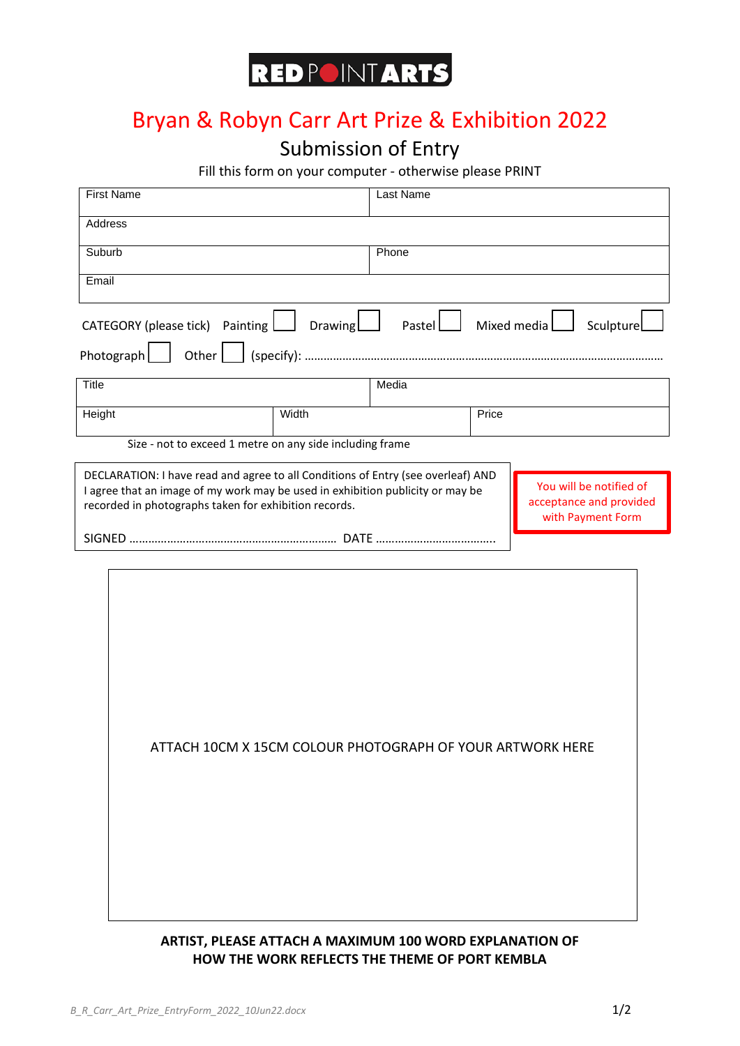RED POINT ARTS

# Bryan & Robyn Carr Art Prize & Exhibition 2022

## Submission of Entry

Fill this form on your computer - otherwise please PRINT

| First Name | Last Name |
|---|---|
| Address | |
| Suburb | Phone |
| Email | |

CATEGORY (please tick) Painting ☐ Drawing ☐ Pastel ☐ Mixed media ☐ Sculpture ☐

Photograph ☐ Other ☐ (specify): ……………………………………………………………………………………………………

| Title | | Media |
|---|---|---|
| Height | Width | Price |

Size - not to exceed 1 metre on any side including frame

DECLARATION: I have read and agree to all Conditions of Entry (see overleaf) AND I agree that an image of my work may be used in exhibition publicity or may be recorded in photographs taken for exhibition records.

SIGNED ………………………………………………………… DATE ……………………………….

You will be notified of acceptance and provided with Payment Form

ATTACH 10CM X 15CM COLOUR PHOTOGRAPH OF YOUR ARTWORK HERE

**ARTIST, PLEASE ATTACH A MAXIMUM 100 WORD EXPLANATION OF HOW THE WORK REFLECTS THE THEME OF PORT KEMBLA**

*B_R_Carr_Art_Prize_EntryForm_2022_10Jun22.docx*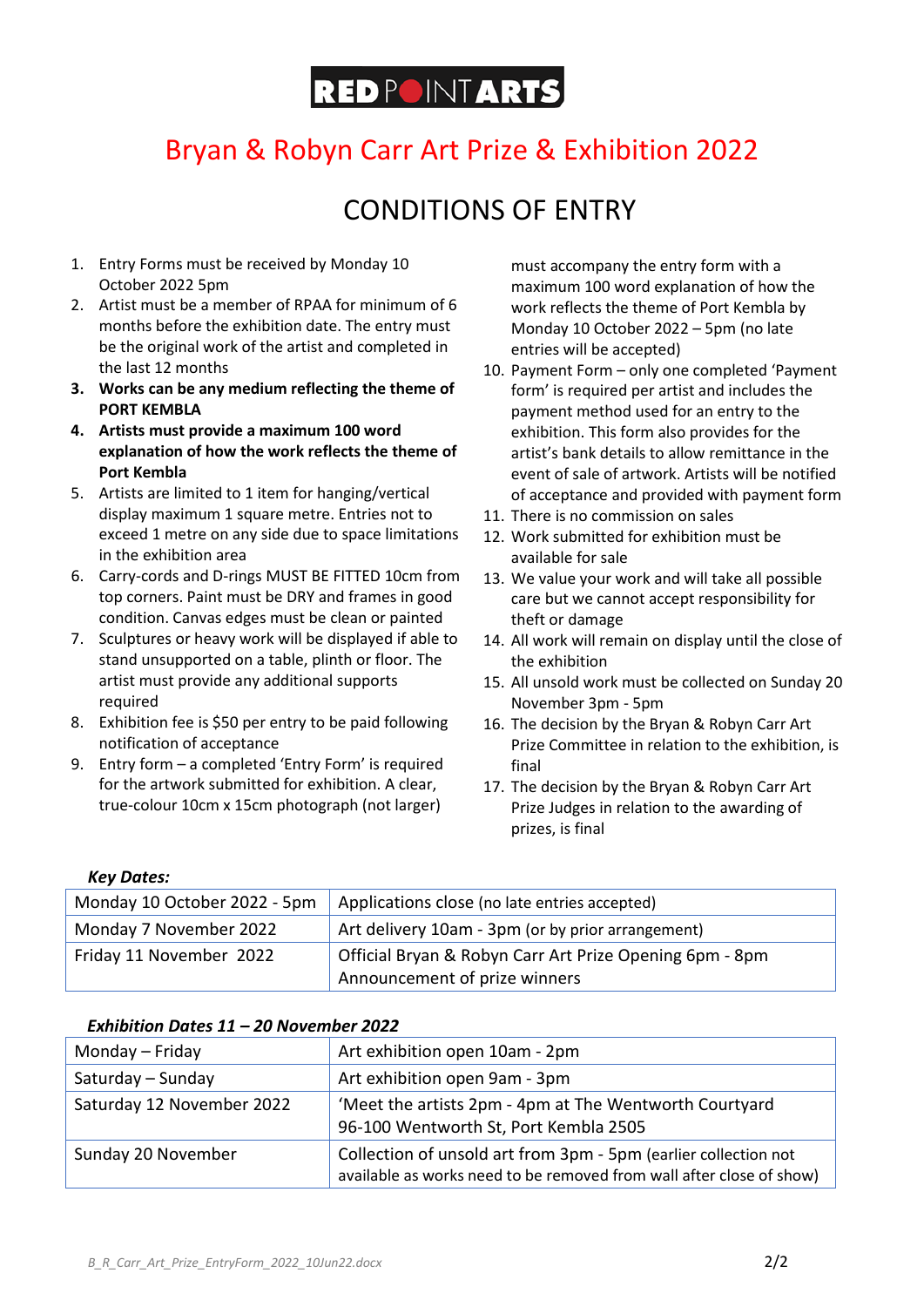RED POINT ARTS

# Bryan & Robyn Carr Art Prize & Exhibition 2022

## CONDITIONS OF ENTRY

1. Entry Forms must be received by Monday 10 October 2022 5pm
2. Artist must be a member of RPAA for minimum of 6 months before the exhibition date. The entry must be the original work of the artist and completed in the last 12 months
3. **Works can be any medium reflecting the theme of PORT KEMBLA**
4. **Artists must provide a maximum 100 word explanation of how the work reflects the theme of Port Kembla**
5. Artists are limited to 1 item for hanging/vertical display maximum 1 square metre. Entries not to exceed 1 metre on any side due to space limitations in the exhibition area
6. Carry-cords and D-rings MUST BE FITTED 10cm from top corners. Paint must be DRY and frames in good condition. Canvas edges must be clean or painted
7. Sculptures or heavy work will be displayed if able to stand unsupported on a table, plinth or floor. The artist must provide any additional supports required
8. Exhibition fee is $50 per entry to be paid following notification of acceptance
9. Entry form – a completed 'Entry Form' is required for the artwork submitted for exhibition. A clear, true-colour 10cm x 15cm photograph (not larger) must accompany the entry form with a maximum 100 word explanation of how the work reflects the theme of Port Kembla by Monday 10 October 2022 – 5pm (no late entries will be accepted)
10. Payment Form – only one completed 'Payment form' is required per artist and includes the payment method used for an entry to the exhibition. This form also provides for the artist's bank details to allow remittance in the event of sale of artwork. Artists will be notified of acceptance and provided with payment form
11. There is no commission on sales
12. Work submitted for exhibition must be available for sale
13. We value your work and will take all possible care but we cannot accept responsibility for theft or damage
14. All work will remain on display until the close of the exhibition
15. All unsold work must be collected on Sunday 20 November 3pm - 5pm
16. The decision by the Bryan & Robyn Carr Art Prize Committee in relation to the exhibition, is final
17. The decision by the Bryan & Robyn Carr Art Prize Judges in relation to the awarding of prizes, is final

***Key Dates:***

| | |
|---|---|
| Monday 10 October 2022 - 5pm | Applications close (no late entries accepted) |
| Monday 7 November 2022 | Art delivery 10am - 3pm (or by prior arrangement) |
| Friday 11 November 2022 | Official Bryan & Robyn Carr Art Prize Opening 6pm - 8pm<br>Announcement of prize winners |

***Exhibition Dates 11 – 20 November 2022***

| | |
|---|---|
| Monday – Friday | Art exhibition open 10am - 2pm |
| Saturday – Sunday | Art exhibition open 9am - 3pm |
| Saturday 12 November 2022 | 'Meet the artists 2pm - 4pm at The Wentworth Courtyard 96-100 Wentworth St, Port Kembla 2505 |
| Sunday 20 November | Collection of unsold art from 3pm - 5pm (earlier collection not available as works need to be removed from wall after close of show) |

*B_R_Carr_Art_Prize_EntryForm_2022_10Jun22.docx*